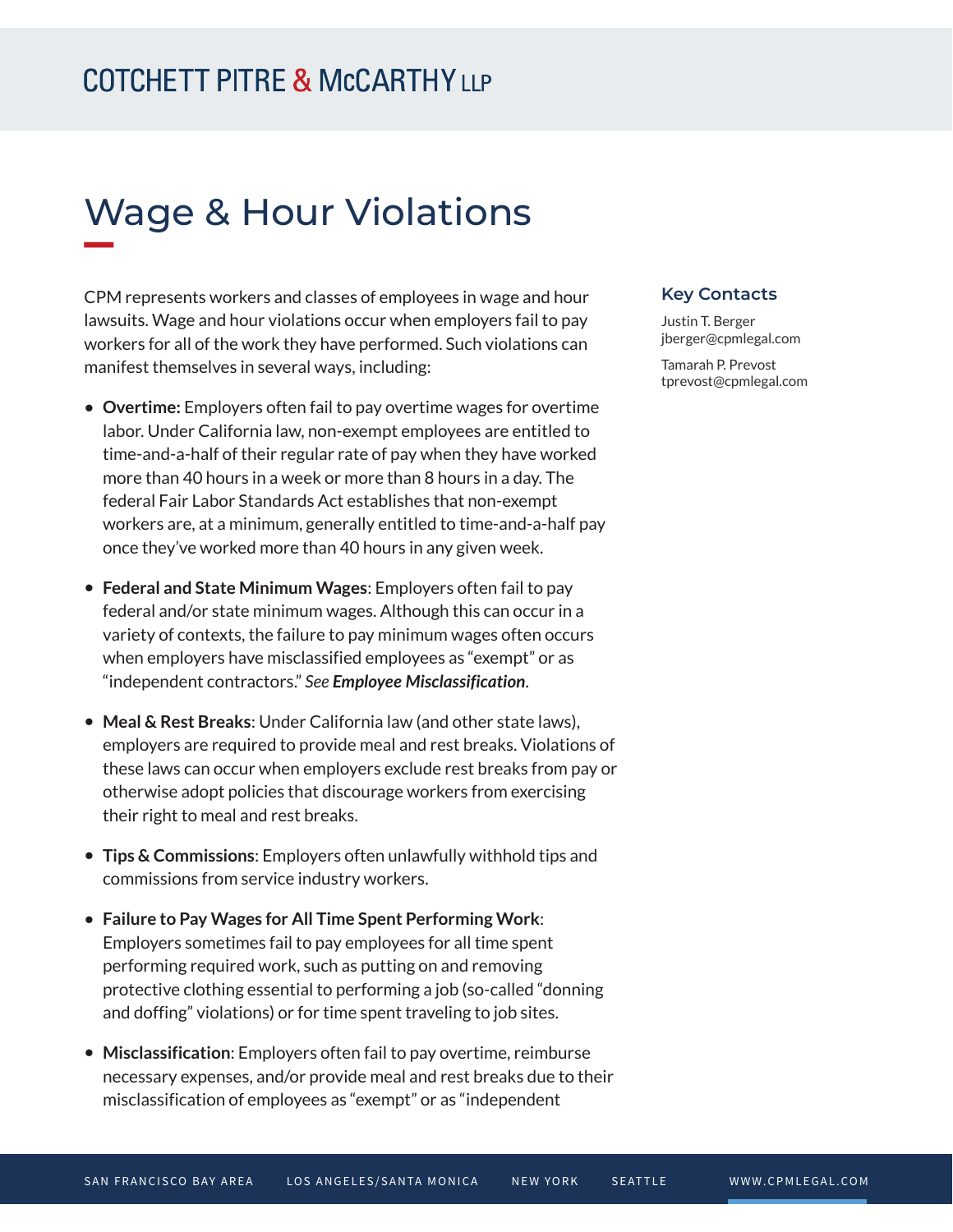COTCHETT PITRE & McCARTHY LLP

# Wage & Hour Violations

CPM represents workers and classes of employees in wage and hour lawsuits. Wage and hour violations occur when employers fail to pay workers for all of the work they have performed. Such violations can manifest themselves in several ways, including:

- **Overtime:** Employers often fail to pay overtime wages for overtime labor. Under California law, non-exempt employees are entitled to time-and-a-half of their regular rate of pay when they have worked more than 40 hours in a week or more than 8 hours in a day. The federal Fair Labor Standards Act establishes that non-exempt workers are, at a minimum, generally entitled to time-and-a-half pay once they've worked more than 40 hours in any given week.

- **Federal and State Minimum Wages**: Employers often fail to pay federal and/or state minimum wages. Although this can occur in a variety of contexts, the failure to pay minimum wages often occurs when employers have misclassified employees as "exempt" or as "independent contractors." *See* ***Employee Misclassification***.

- **Meal & Rest Breaks**: Under California law (and other state laws), employers are required to provide meal and rest breaks. Violations of these laws can occur when employers exclude rest breaks from pay or otherwise adopt policies that discourage workers from exercising their right to meal and rest breaks.

- **Tips & Commissions**: Employers often unlawfully withhold tips and commissions from service industry workers.

- **Failure to Pay Wages for All Time Spent Performing Work**: Employers sometimes fail to pay employees for all time spent performing required work, such as putting on and removing protective clothing essential to performing a job (so-called "donning and doffing" violations) or for time spent traveling to job sites.

- **Misclassification**: Employers often fail to pay overtime, reimburse necessary expenses, and/or provide meal and rest breaks due to their misclassification of employees as "exempt" or as "independent

### Key Contacts

Justin T. Berger
jberger@cpmlegal.com

Tamarah P. Prevost
tprevost@cpmlegal.com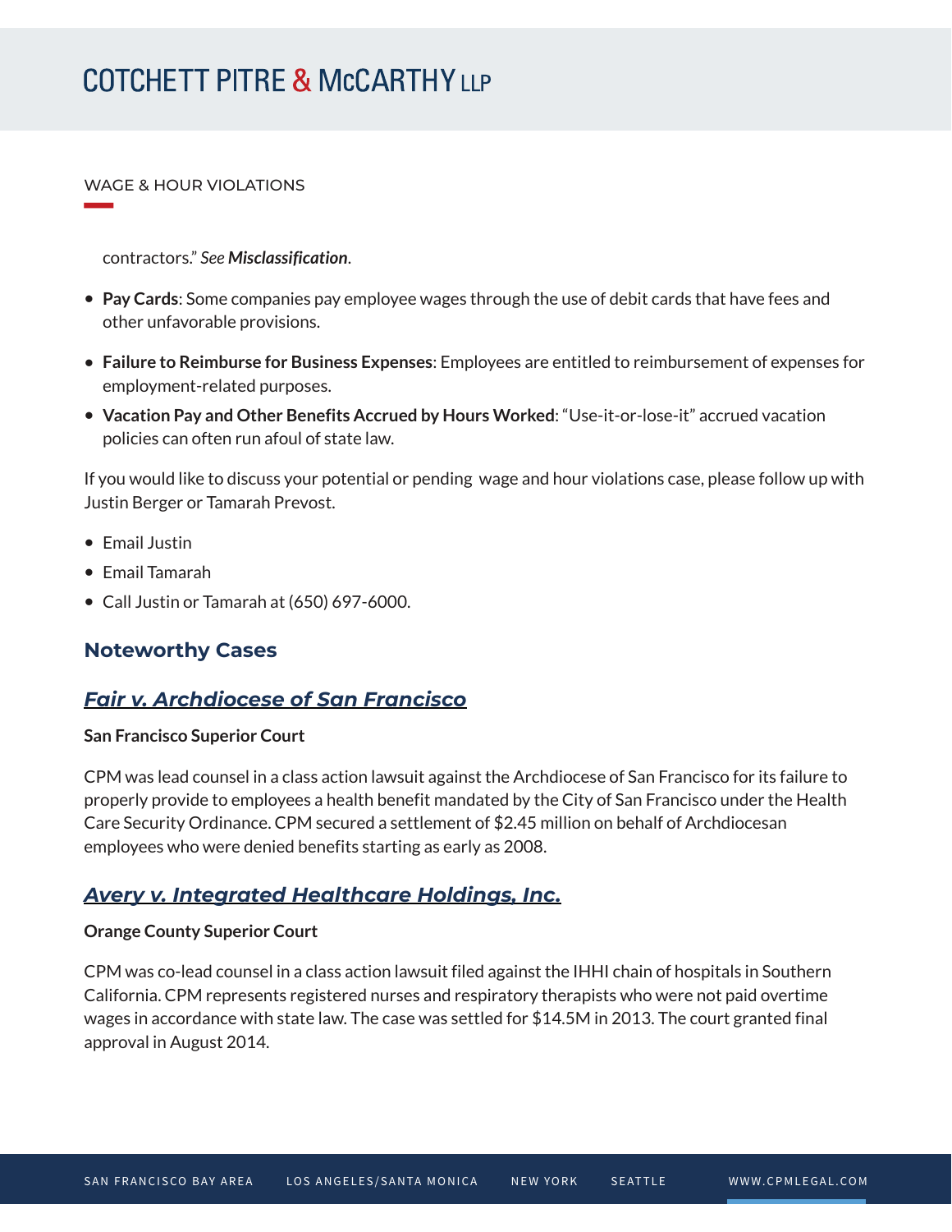contractors." *See* ***Misclassification***.

- **Pay Cards**: Some companies pay employee wages through the use of debit cards that have fees and other unfavorable provisions.
- **Failure to Reimburse for Business Expenses**: Employees are entitled to reimbursement of expenses for employment-related purposes.
- **Vacation Pay and Other Benefits Accrued by Hours Worked**: "Use-it-or-lose-it" accrued vacation policies can often run afoul of state law.

If you would like to discuss your potential or pending wage and hour violations case, please follow up with Justin Berger or Tamarah Prevost.

- Email Justin
- Email Tamarah
- Call Justin or Tamarah at (650) 697-6000.

## Noteworthy Cases

### *Fair v. Archdiocese of San Francisco*

**San Francisco Superior Court**

CPM was lead counsel in a class action lawsuit against the Archdiocese of San Francisco for its failure to properly provide to employees a health benefit mandated by the City of San Francisco under the Health Care Security Ordinance. CPM secured a settlement of $2.45 million on behalf of Archdiocesan employees who were denied benefits starting as early as 2008.

### *Avery v. Integrated Healthcare Holdings, Inc.*

**Orange County Superior Court**

CPM was co-lead counsel in a class action lawsuit filed against the IHHI chain of hospitals in Southern California. CPM represents registered nurses and respiratory therapists who were not paid overtime wages in accordance with state law. The case was settled for $14.5M in 2013. The court granted final approval in August 2014.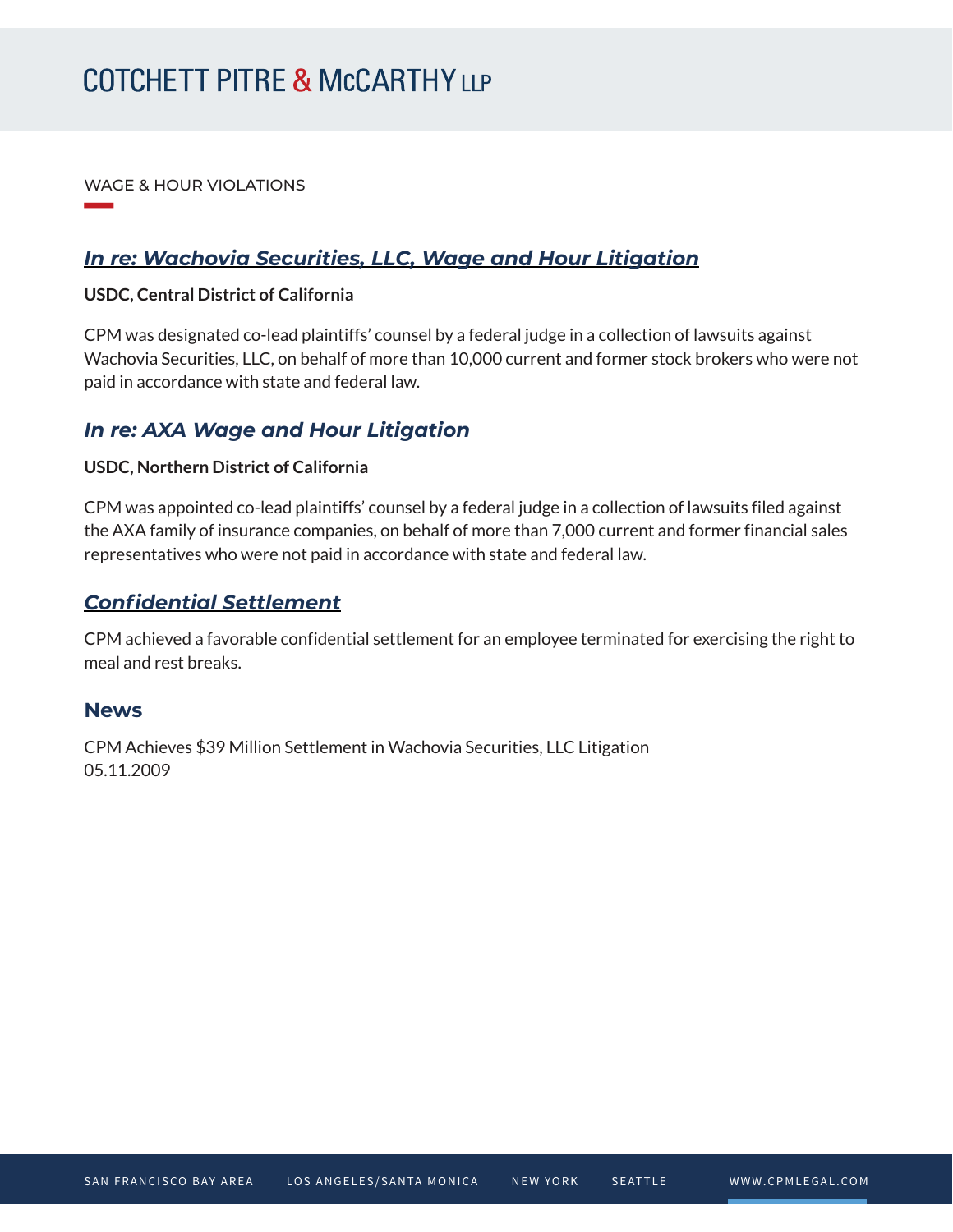WAGE & HOUR VIOLATIONS

## *In re: Wachovia Securities, LLC, Wage and Hour Litigation*

**USDC, Central District of California**

CPM was designated co-lead plaintiffs' counsel by a federal judge in a collection of lawsuits against Wachovia Securities, LLC, on behalf of more than 10,000 current and former stock brokers who were not paid in accordance with state and federal law.

## *In re: AXA Wage and Hour Litigation*

**USDC, Northern District of California**

CPM was appointed co-lead plaintiffs' counsel by a federal judge in a collection of lawsuits filed against the AXA family of insurance companies, on behalf of more than 7,000 current and former financial sales representatives who were not paid in accordance with state and federal law.

## *Confidential Settlement*

CPM achieved a favorable confidential settlement for an employee terminated for exercising the right to meal and rest breaks.

## News

CPM Achieves $39 Million Settlement in Wachovia Securities, LLC Litigation
05.11.2009